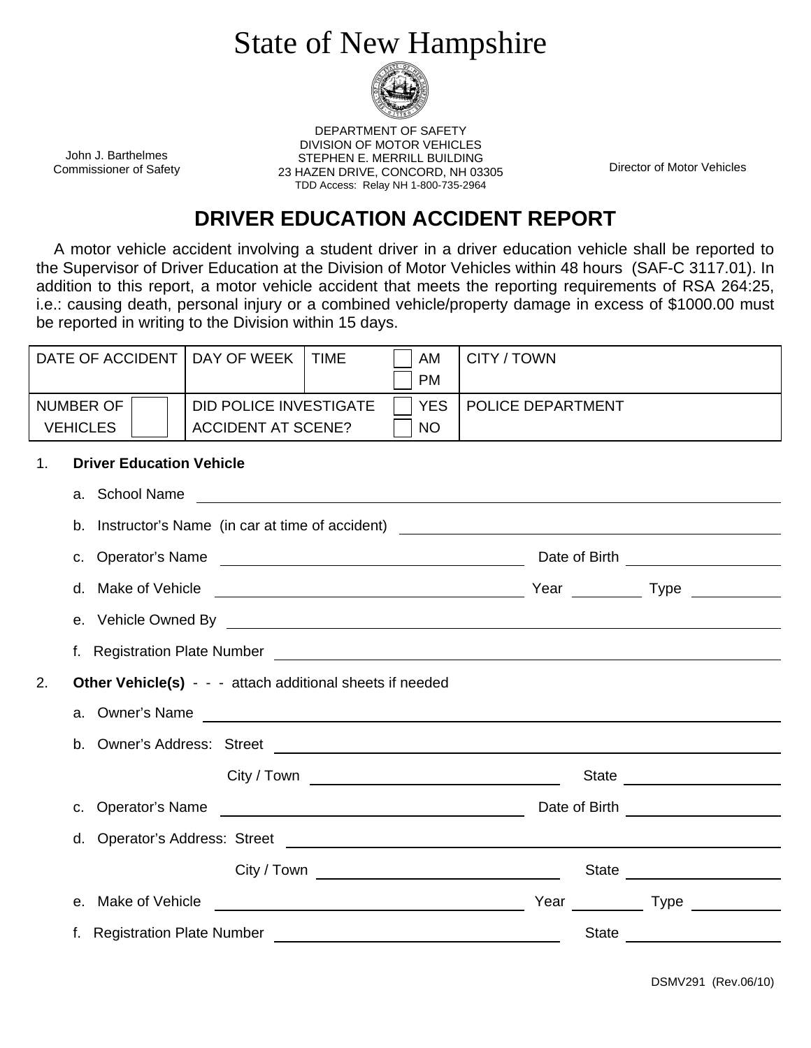# State of New Hampshire

John J. Barthelmes
Commissioner of Safety

DEPARTMENT OF SAFETY
DIVISION OF MOTOR VEHICLES
STEPHEN E. MERRILL BUILDING
23 HAZEN DRIVE, CONCORD, NH 03305
TDD Access: Relay NH 1-800-735-2964

Director of Motor Vehicles

## DRIVER EDUCATION ACCIDENT REPORT

A motor vehicle accident involving a student driver in a driver education vehicle shall be reported to the Supervisor of Driver Education at the Division of Motor Vehicles within 48 hours (SAF-C 3117.01). In addition to this report, a motor vehicle accident that meets the reporting requirements of RSA 264:25, i.e.: causing death, personal injury or a combined vehicle/property damage in excess of $1000.00 must be reported in writing to the Division within 15 days.

| DATE OF ACCIDENT | DAY OF WEEK | TIME | ☐ AM ☐ PM | CITY / TOWN |
|---|---|---|---|---|
| NUMBER OF VEHICLES ☐ | DID POLICE INVESTIGATE ACCIDENT AT SCENE? | | ☐ YES ☐ NO | POLICE DEPARTMENT |

1. **Driver Education Vehicle**
   - a. School Name ______________________
   - b. Instructor's Name (in car at time of accident) ______________________
   - c. Operator's Name ______________________ Date of Birth ____________
   - d. Make of Vehicle ______________________ Year ________ Type ________
   - e. Vehicle Owned By ______________________
   - f. Registration Plate Number ______________________

2. **Other Vehicle(s)** - - - attach additional sheets if needed
   - a. Owner's Name ______________________
   - b. Owner's Address: Street ______________________
     City / Town ______________________ State ____________
   - c. Operator's Name ______________________ Date of Birth ____________
   - d. Operator's Address: Street ______________________
     City / Town ______________________ State ____________
   - e. Make of Vehicle ______________________ Year ________ Type ________
   - f. Registration Plate Number ______________________ State ____________

DSMV291 (Rev.06/10)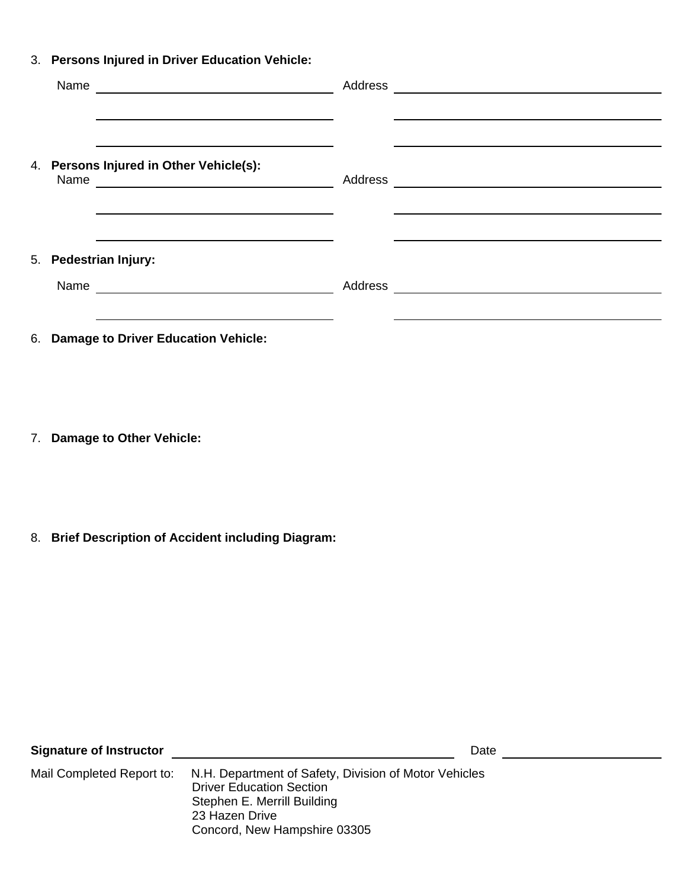3. **Persons Injured in Driver Education Vehicle:**

   Name ______________________ Address ______________________

   ______________________ ______________________

   ______________________ ______________________

4. **Persons Injured in Other Vehicle(s):**

   Name ______________________ Address ______________________

   ______________________ ______________________

   ______________________ ______________________

5. **Pedestrian Injury:**

   Name ______________________ Address ______________________

   ______________________ ______________________

6. **Damage to Driver Education Vehicle:**

7. **Damage to Other Vehicle:**

8. **Brief Description of Accident including Diagram:**

**Signature of Instructor** ______________________ Date ______________

Mail Completed Report to: N.H. Department of Safety, Division of Motor Vehicles
Driver Education Section
Stephen E. Merrill Building
23 Hazen Drive
Concord, New Hampshire 03305